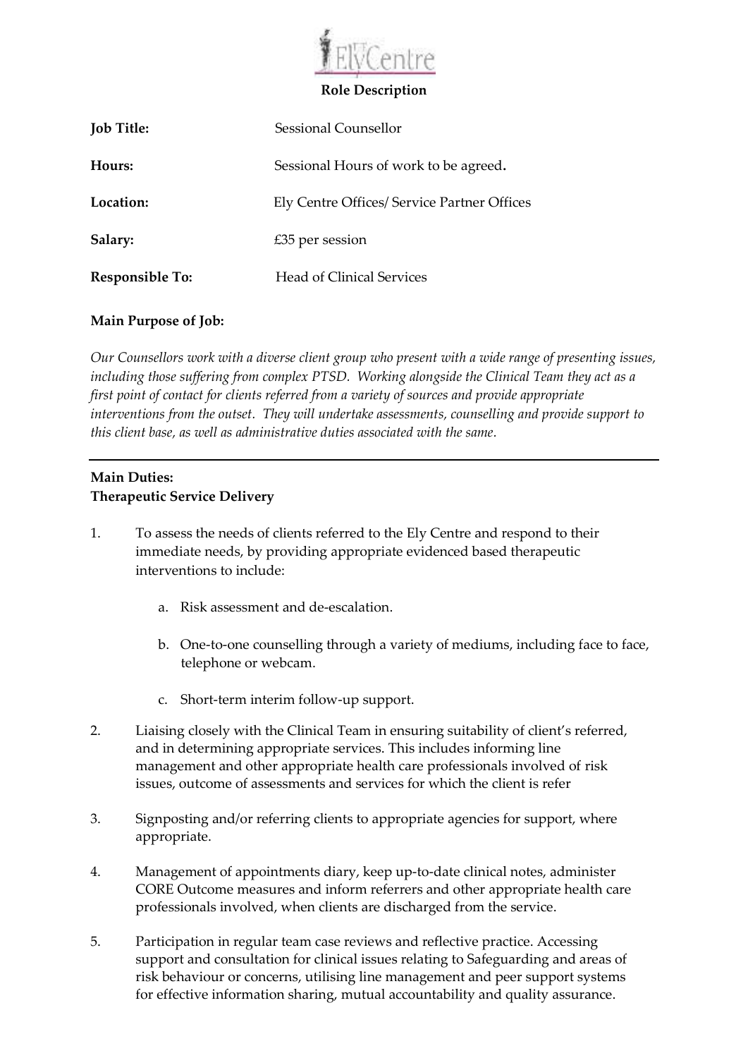ElyCentre

## Role Description

| | |
|---|---|
| **Job Title:** | Sessional Counsellor |
| **Hours:** | Sessional Hours of work to be agreed**.** |
| **Location:** | Ely Centre Offices/ Service Partner Offices |
| **Salary:** | £35 per session |
| **Responsible To:** | Head of Clinical Services |

**Main Purpose of Job:**

*Our Counsellors work with a diverse client group who present with a wide range of presenting issues, including those suffering from complex PTSD. Working alongside the Clinical Team they act as a first point of contact for clients referred from a variety of sources and provide appropriate interventions from the outset. They will undertake assessments, counselling and provide support to this client base, as well as administrative duties associated with the same.*

---

**Main Duties:**
**Therapeutic Service Delivery**

1. To assess the needs of clients referred to the Ely Centre and respond to their immediate needs, by providing appropriate evidenced based therapeutic interventions to include:

    a. Risk assessment and de-escalation.

    b. One-to-one counselling through a variety of mediums, including face to face, telephone or webcam.

    c. Short-term interim follow-up support.

2. Liaising closely with the Clinical Team in ensuring suitability of client's referred, and in determining appropriate services. This includes informing line management and other appropriate health care professionals involved of risk issues, outcome of assessments and services for which the client is refer

3. Signposting and/or referring clients to appropriate agencies for support, where appropriate.

4. Management of appointments diary, keep up-to-date clinical notes, administer CORE Outcome measures and inform referrers and other appropriate health care professionals involved, when clients are discharged from the service.

5. Participation in regular team case reviews and reflective practice. Accessing support and consultation for clinical issues relating to Safeguarding and areas of risk behaviour or concerns, utilising line management and peer support systems for effective information sharing, mutual accountability and quality assurance.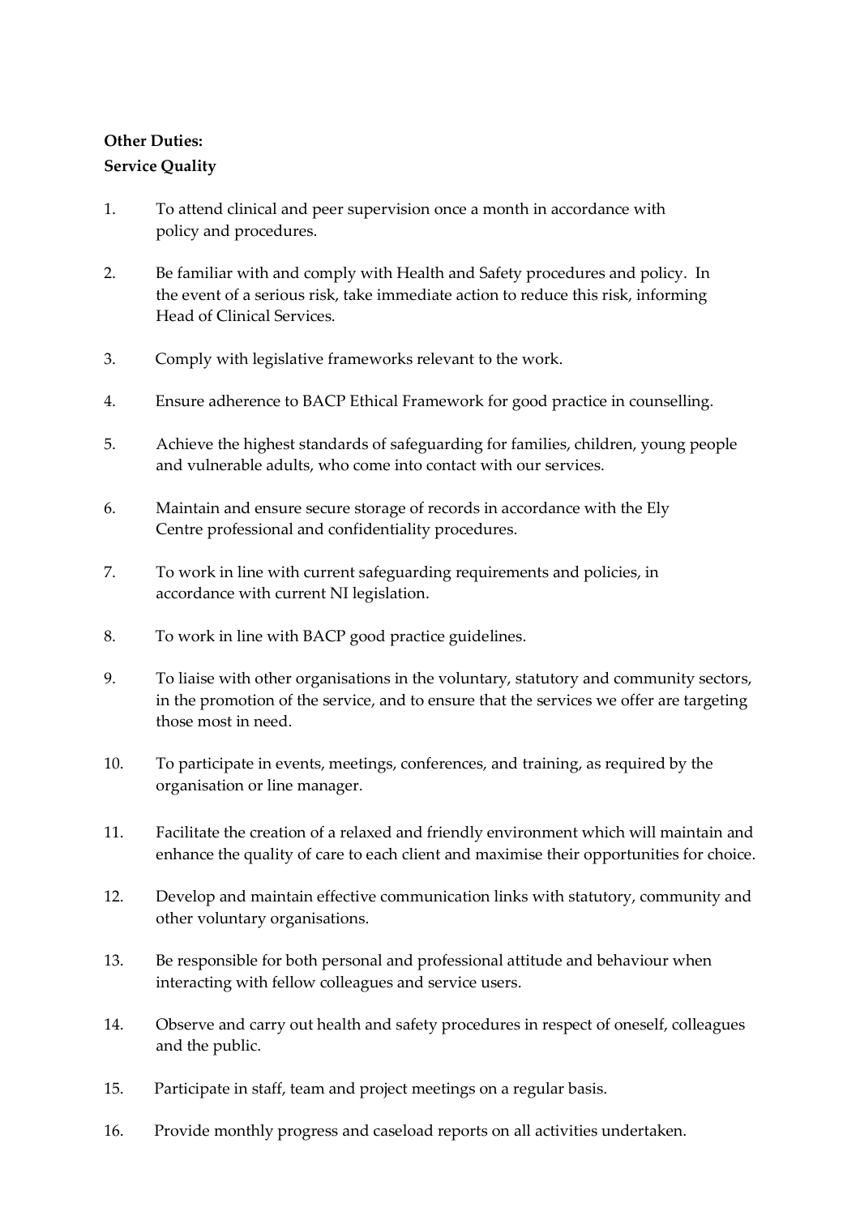**Other Duties:**

**Service Quality**

1. To attend clinical and peer supervision once a month in accordance with policy and procedures.

2. Be familiar with and comply with Health and Safety procedures and policy. In the event of a serious risk, take immediate action to reduce this risk, informing Head of Clinical Services.

3. Comply with legislative frameworks relevant to the work.

4. Ensure adherence to BACP Ethical Framework for good practice in counselling.

5. Achieve the highest standards of safeguarding for families, children, young people and vulnerable adults, who come into contact with our services.

6. Maintain and ensure secure storage of records in accordance with the Ely Centre professional and confidentiality procedures.

7. To work in line with current safeguarding requirements and policies, in accordance with current NI legislation.

8. To work in line with BACP good practice guidelines.

9. To liaise with other organisations in the voluntary, statutory and community sectors, in the promotion of the service, and to ensure that the services we offer are targeting those most in need.

10. To participate in events, meetings, conferences, and training, as required by the organisation or line manager.

11. Facilitate the creation of a relaxed and friendly environment which will maintain and enhance the quality of care to each client and maximise their opportunities for choice.

12. Develop and maintain effective communication links with statutory, community and other voluntary organisations.

13. Be responsible for both personal and professional attitude and behaviour when interacting with fellow colleagues and service users.

14. Observe and carry out health and safety procedures in respect of oneself, colleagues and the public.

15. Participate in staff, team and project meetings on a regular basis.

16. Provide monthly progress and caseload reports on all activities undertaken.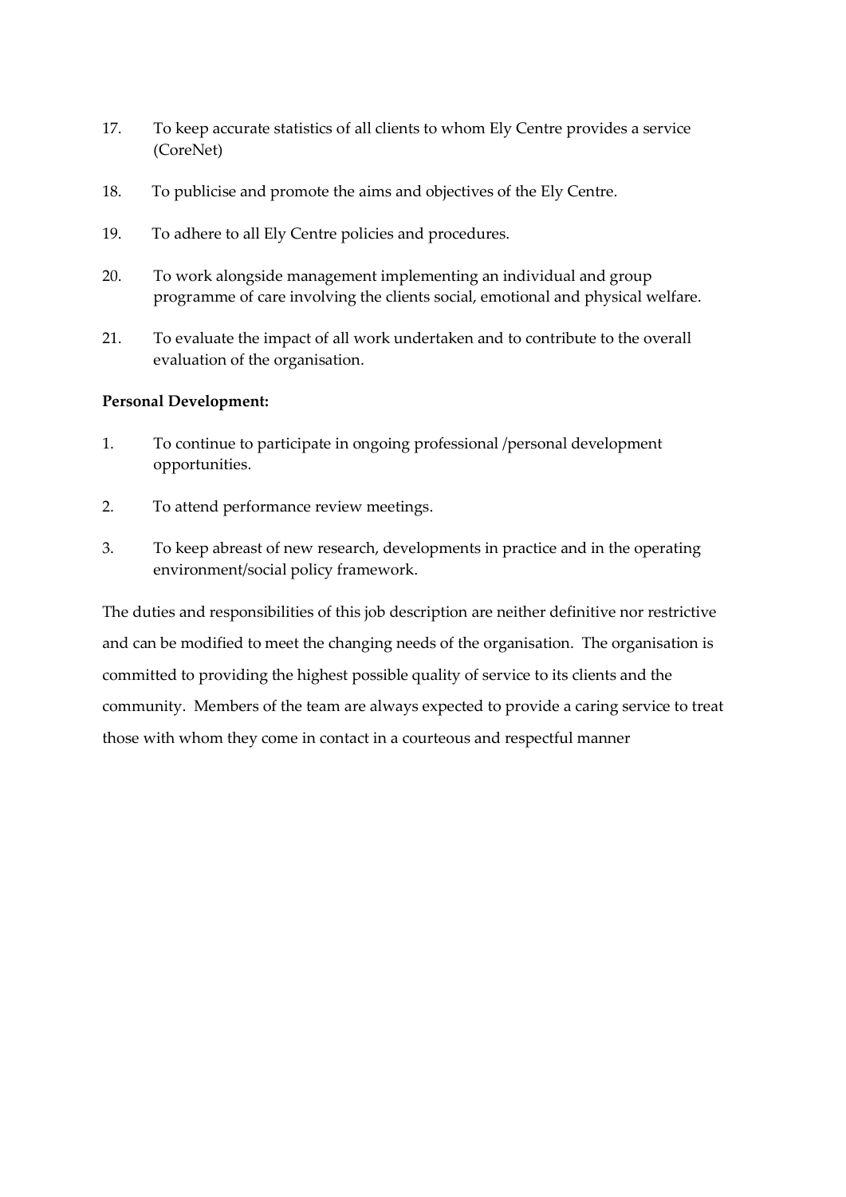17. To keep accurate statistics of all clients to whom Ely Centre provides a service (CoreNet)

18. To publicise and promote the aims and objectives of the Ely Centre.

19. To adhere to all Ely Centre policies and procedures.

20. To work alongside management implementing an individual and group programme of care involving the clients social, emotional and physical welfare.

21. To evaluate the impact of all work undertaken and to contribute to the overall evaluation of the organisation.

**Personal Development:**

1. To continue to participate in ongoing professional /personal development opportunities.

2. To attend performance review meetings.

3. To keep abreast of new research, developments in practice and in the operating environment/social policy framework.

The duties and responsibilities of this job description are neither definitive nor restrictive and can be modified to meet the changing needs of the organisation. The organisation is committed to providing the highest possible quality of service to its clients and the community. Members of the team are always expected to provide a caring service to treat those with whom they come in contact in a courteous and respectful manner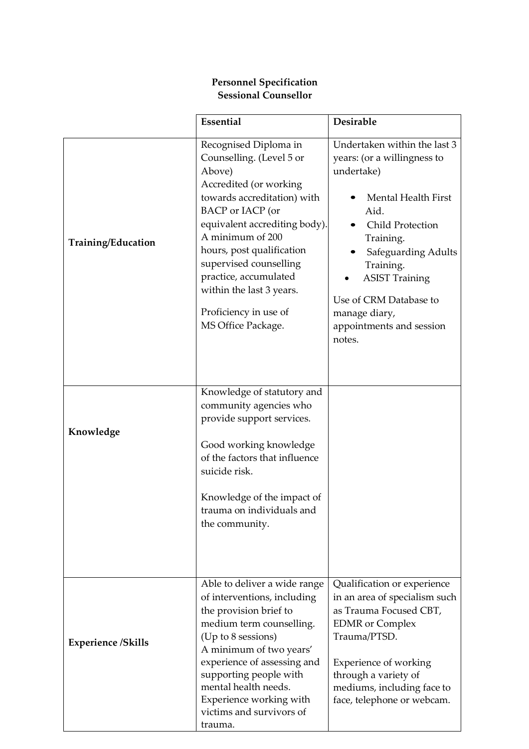**Personnel Specification**
**Sessional Counsellor**

| | **Essential** | **Desirable** |
|---|---|---|
| **Training/Education** | Recognised Diploma in Counselling. (Level 5 or Above)<br>Accredited (or working towards accreditation) with BACP or IACP (or equivalent accrediting body).<br>A minimum of 200 hours, post qualification supervised counselling practice, accumulated within the last 3 years.<br><br>Proficiency in use of MS Office Package. | Undertaken within the last 3 years: (or a willingness to undertake)<br><br>• Mental Health First Aid.<br>• Child Protection Training.<br>• Safeguarding Adults Training.<br>• ASIST Training<br><br>Use of CRM Database to manage diary, appointments and session notes. |
| **Knowledge** | Knowledge of statutory and community agencies who provide support services.<br><br>Good working knowledge of the factors that influence suicide risk.<br><br>Knowledge of the impact of trauma on individuals and the community. | |
| **Experience /Skills** | Able to deliver a wide range of interventions, including the provision brief to medium term counselling. (Up to 8 sessions)<br>A minimum of two years' experience of assessing and supporting people with mental health needs.<br>Experience working with victims and survivors of trauma. | Qualification or experience in an area of specialism such as Trauma Focused CBT, EDMR or Complex Trauma/PTSD.<br><br>Experience of working through a variety of mediums, including face to face, telephone or webcam. |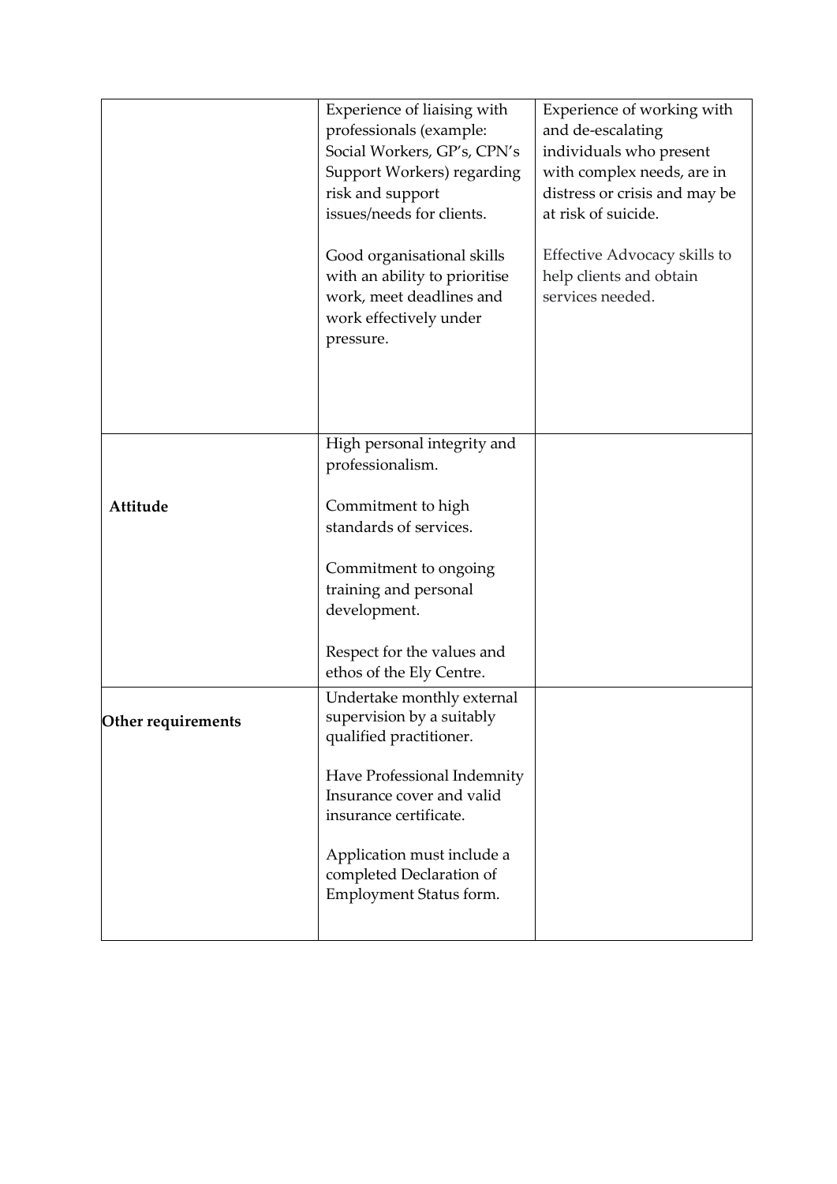| | | |
|---|---|---|
| | Experience of liaising with professionals (example: Social Workers, GP's, CPN's Support Workers) regarding risk and support issues/needs for clients.<br><br>Good organisational skills with an ability to prioritise work, meet deadlines and work effectively under pressure. | Experience of working with and de-escalating individuals who present with complex needs, are in distress or crisis and may be at risk of suicide.<br><br>Effective Advocacy skills to help clients and obtain services needed. |
| **Attitude** | High personal integrity and professionalism.<br><br>Commitment to high standards of services.<br><br>Commitment to ongoing training and personal development.<br><br>Respect for the values and ethos of the Ely Centre. | |
| **Other requirements** | Undertake monthly external supervision by a suitably qualified practitioner.<br><br>Have Professional Indemnity Insurance cover and valid insurance certificate.<br><br>Application must include a completed Declaration of Employment Status form. | |